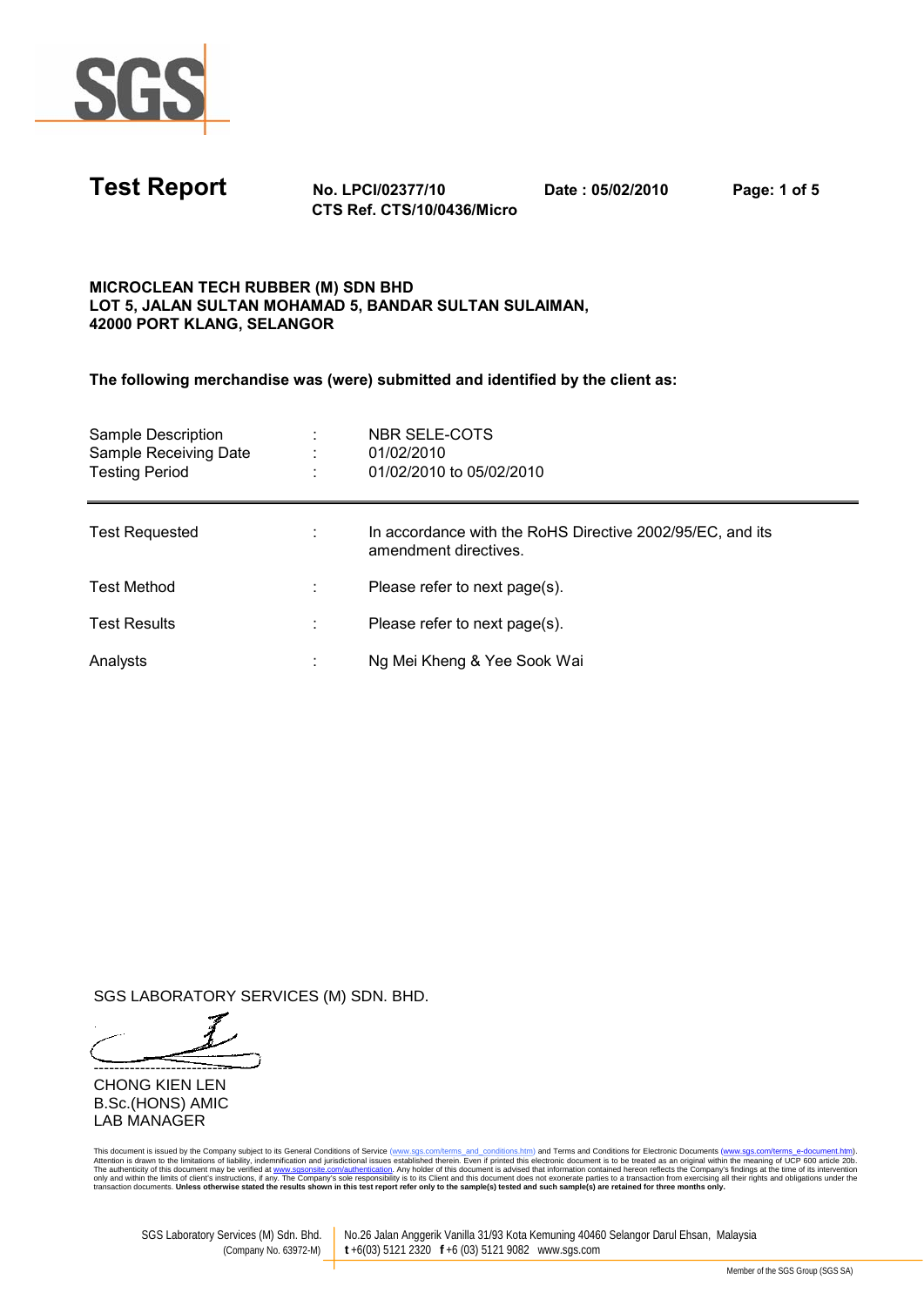# Test Report

**No. LPCI/02377/10**
**CTS Ref. CTS/10/0436/Micro**

**Date : 05/02/2010**

**MICROCLEAN TECH RUBBER (M) SDN BHD**
**LOT 5, JALAN SULTAN MOHAMAD 5, BANDAR SULTAN SULAIMAN,**
**42000 PORT KLANG, SELANGOR**

**The following merchandise was (were) submitted and identified by the client as:**

| | | |
|---|---|---|
| Sample Description | : | NBR SELE-COTS |
| Sample Receiving Date | : | 01/02/2010 |
| Testing Period | : | 01/02/2010 to 05/02/2010 |

---

| | | |
|---|---|---|
| Test Requested | : | In accordance with the RoHS Directive 2002/95/EC, and its amendment directives. |
| Test Method | : | Please refer to next page(s). |
| Test Results | : | Please refer to next page(s). |
| Analysts | : | Ng Mei Kheng & Yee Sook Wai |

SGS LABORATORY SERVICES (M) SDN. BHD.

CHONG KIEN LEN
B.Sc.(HONS) AMIC
LAB MANAGER

This document is issued by the Company subject to its General Conditions of Service (www.sgs.com/terms_and_conditions.htm) and Terms and Conditions for Electronic Documents (www.sgs.com/terms_e-document.htm). Attention is drawn to the limitations of liability, indemnification and jurisdictional issues established therein. Even if printed this electronic document is to be treated as an original within the meaning of UCP 600 article 20b. The authenticity of this document may be verified at www.sgsonsite.com/authentication. Any holder of this document is advised that information contained hereon reflects the Company's findings at the time of its intervention only and within the limits of client's instructions, if any. The Company's sole responsibility is to its Client and this document does not exonerate parties to a transaction from exercising all their rights and obligations under the transaction documents. **Unless otherwise stated the results shown in this test report refer only to the sample(s) tested and such sample(s) are retained for three months only.**

SGS Laboratory Services (M) Sdn. Bhd. (Company No. 63972-M) | No.26 Jalan Anggerik Vanilla 31/93 Kota Kemuning 40460 Selangor Darul Ehsan, Malaysia **t** +6(03) 5121 2320 **f** +6 (03) 5121 9082 www.sgs.com

Member of the SGS Group (SGS SA)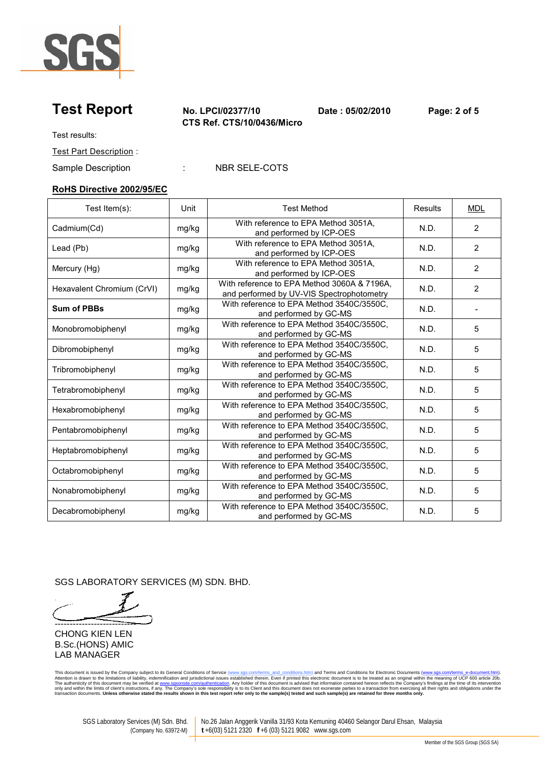# Test Report

**No. LPCI/02377/10**
**CTS Ref. CTS/10/0436/Micro**

**Date : 05/02/2010**

Test results:

Test Part Description :

Sample Description : NBR SELE-COTS

## RoHS Directive 2002/95/EC

| Test Item(s): | Unit | Test Method | Results | MDL |
|---|---|---|---|---|
| Cadmium(Cd) | mg/kg | With reference to EPA Method 3051A, and performed by ICP-OES | N.D. | 2 |
| Lead (Pb) | mg/kg | With reference to EPA Method 3051A, and performed by ICP-OES | N.D. | 2 |
| Mercury (Hg) | mg/kg | With reference to EPA Method 3051A, and performed by ICP-OES | N.D. | 2 |
| Hexavalent Chromium (CrVI) | mg/kg | With reference to EPA Method 3060A & 7196A, and performed by UV-VIS Spectrophotometry | N.D. | 2 |
| **Sum of PBBs** | mg/kg | With reference to EPA Method 3540C/3550C, and performed by GC-MS | N.D. | - |
| Monobromobiphenyl | mg/kg | With reference to EPA Method 3540C/3550C, and performed by GC-MS | N.D. | 5 |
| Dibromobiphenyl | mg/kg | With reference to EPA Method 3540C/3550C, and performed by GC-MS | N.D. | 5 |
| Tribromobiphenyl | mg/kg | With reference to EPA Method 3540C/3550C, and performed by GC-MS | N.D. | 5 |
| Tetrabromobiphenyl | mg/kg | With reference to EPA Method 3540C/3550C, and performed by GC-MS | N.D. | 5 |
| Hexabromobiphenyl | mg/kg | With reference to EPA Method 3540C/3550C, and performed by GC-MS | N.D. | 5 |
| Pentabromobiphenyl | mg/kg | With reference to EPA Method 3540C/3550C, and performed by GC-MS | N.D. | 5 |
| Heptabromobiphenyl | mg/kg | With reference to EPA Method 3540C/3550C, and performed by GC-MS | N.D. | 5 |
| Octabromobiphenyl | mg/kg | With reference to EPA Method 3540C/3550C, and performed by GC-MS | N.D. | 5 |
| Nonabromobiphenyl | mg/kg | With reference to EPA Method 3540C/3550C, and performed by GC-MS | N.D. | 5 |
| Decabromobiphenyl | mg/kg | With reference to EPA Method 3540C/3550C, and performed by GC-MS | N.D. | 5 |

SGS LABORATORY SERVICES (M) SDN. BHD.

CHONG KIEN LEN
B.Sc.(HONS) AMIC
LAB MANAGER

This document is issued by the Company subject to its General Conditions of Service (www.sgs.com/terms_and_conditions.htm) and Terms and Conditions for Electronic Documents (www.sgs.com/terms_e-document.htm). Attention is drawn to the limitations of liability, indemnification and jurisdictional issues established therein. Even if printed this electronic document is to be treated as an original within the meaning of UCP 600 article 20b. The authenticity of this document may be verified at www.sgsonsite.com/authentication. Any holder of this document is advised that information contained hereon reflects the Company's findings at the time of its intervention only and within the limits of client's instructions, if any. The Company's sole responsibility is to its Client and this document does not exonerate parties to a transaction from exercising all their rights and obligations under the transaction documents. **Unless otherwise stated the results shown in this test report refer only to the sample(s) tested and such sample(s) are retained for three months only.**

SGS Laboratory Services (M) Sdn. Bhd. (Company No. 63972-M) | No.26 Jalan Anggerik Vanilla 31/93 Kota Kemuning 40460 Selangor Darul Ehsan, Malaysia **t** +6(03) 5121 2320 **f** +6 (03) 5121 9082 www.sgs.com

Member of the SGS Group (SGS SA)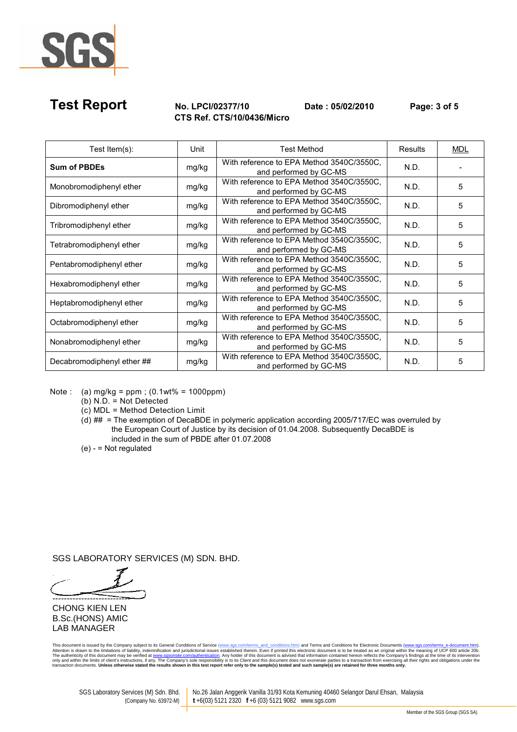# Test Report

**No. LPCI/02377/10** **Date : 05/02/2010**
**CTS Ref. CTS/10/0436/Micro**

| Test Item(s): | Unit | Test Method | Results | MDL |
|---|---|---|---|---|
| **Sum of PBDEs** | mg/kg | With reference to EPA Method 3540C/3550C, and performed by GC-MS | N.D. | - |
| Monobromodiphenyl ether | mg/kg | With reference to EPA Method 3540C/3550C, and performed by GC-MS | N.D. | 5 |
| Dibromodiphenyl ether | mg/kg | With reference to EPA Method 3540C/3550C, and performed by GC-MS | N.D. | 5 |
| Tribromodiphenyl ether | mg/kg | With reference to EPA Method 3540C/3550C, and performed by GC-MS | N.D. | 5 |
| Tetrabromodiphenyl ether | mg/kg | With reference to EPA Method 3540C/3550C, and performed by GC-MS | N.D. | 5 |
| Pentabromodiphenyl ether | mg/kg | With reference to EPA Method 3540C/3550C, and performed by GC-MS | N.D. | 5 |
| Hexabromodiphenyl ether | mg/kg | With reference to EPA Method 3540C/3550C, and performed by GC-MS | N.D. | 5 |
| Heptabromodiphenyl ether | mg/kg | With reference to EPA Method 3540C/3550C, and performed by GC-MS | N.D. | 5 |
| Octabromodiphenyl ether | mg/kg | With reference to EPA Method 3540C/3550C, and performed by GC-MS | N.D. | 5 |
| Nonabromodiphenyl ether | mg/kg | With reference to EPA Method 3540C/3550C, and performed by GC-MS | N.D. | 5 |
| Decabromodiphenyl ether ## | mg/kg | With reference to EPA Method 3540C/3550C, and performed by GC-MS | N.D. | 5 |

Note :
(a) mg/kg = ppm ; (0.1wt% = 1000ppm)
(b) N.D. = Not Detected
(c) MDL = Method Detection Limit
(d) ## = The exemption of DecaBDE in polymeric application according 2005/717/EC was overruled by the European Court of Justice by its decision of 01.04.2008. Subsequently DecaBDE is included in the sum of PBDE after 01.07.2008
(e) - = Not regulated

SGS LABORATORY SERVICES (M) SDN. BHD.

CHONG KIEN LEN
B.Sc.(HONS) AMIC
LAB MANAGER

This document is issued by the Company subject to its General Conditions of Service (www.sgs.com/terms_and_conditions.htm) and Terms and Conditions for Electronic Documents (www.sgs.com/terms_e-document.htm). Attention is drawn to the limitations of liability, indemnification and jurisdictional issues established therein. Even if printed this electronic document is to be treated as an original within the meaning of UCP 600 article 20b. The authenticity of this document may be verified at www.sgsonsite.com/authentication. Any holder of this document is advised that information contained hereon reflects the Company's findings at the time of its intervention only and within the limits of client's instructions, if any. The Company's sole responsibility is to its Client and this document does not exonerate parties to a transaction from exercising all their rights and obligations under the transaction documents. **Unless otherwise stated the results shown in this test report refer only to the sample(s) tested and such sample(s) are retained for three months only.**

SGS Laboratory Services (M) Sdn. Bhd. (Company No. 63972-M) | No.26 Jalan Anggerik Vanilla 31/93 Kota Kemuning 40460 Selangor Darul Ehsan, Malaysia **t** +6(03) 5121 2320 **f** +6 (03) 5121 9082 www.sgs.com

Member of the SGS Group (SGS SA)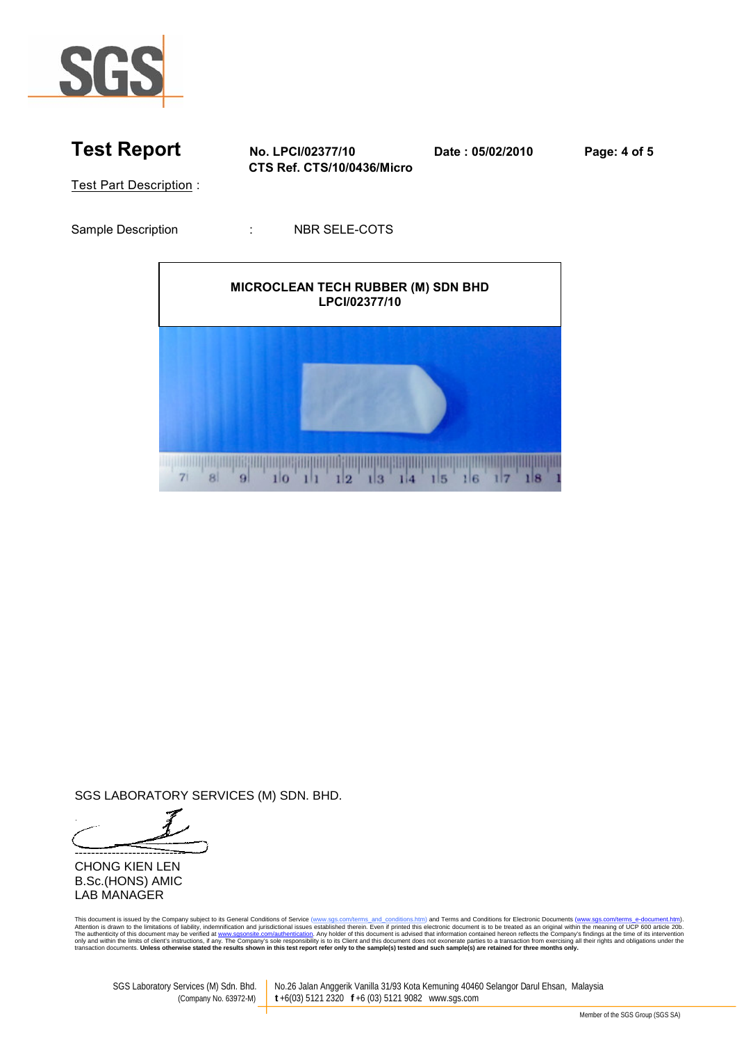# Test Report

**No. LPCI/02377/10**
**CTS Ref. CTS/10/0436/Micro**

**Date : 05/02/2010**

Test Part Description :

Sample Description : NBR SELE-COTS

**MICROCLEAN TECH RUBBER (M) SDN BHD**
**LPCI/02377/10**

SGS LABORATORY SERVICES (M) SDN. BHD.

CHONG KIEN LEN
B.Sc.(HONS) AMIC
LAB MANAGER

This document is issued by the Company subject to its General Conditions of Service (www.sgs.com/terms_and_conditions.htm) and Terms and Conditions for Electronic Documents (www.sgs.com/terms_e-document.htm). Attention is drawn to the limitations of liability, indemnification and jurisdictional issues established therein. Even if printed this electronic document is to be treated as an original within the meaning of UCP 600 article 20b. The authenticity of this document may be verified at www.sgsonsite.com/authentication. Any holder of this document is advised that information contained hereon reflects the Company's findings at the time of its intervention only and within the limits of client's instructions, if any. The Company's sole responsibility is to its Client and this document does not exonerate parties to a transaction from exercising all their rights and obligations under the transaction documents. **Unless otherwise stated the results shown in this test report refer only to the sample(s) tested and such sample(s) are retained for three months only.**

SGS Laboratory Services (M) Sdn. Bhd. (Company No. 63972-M) | No.26 Jalan Anggerik Vanilla 31/93 Kota Kemuning 40460 Selangor Darul Ehsan, Malaysia **t** +6(03) 5121 2320 **f** +6 (03) 5121 9082 www.sgs.com

Member of the SGS Group (SGS SA)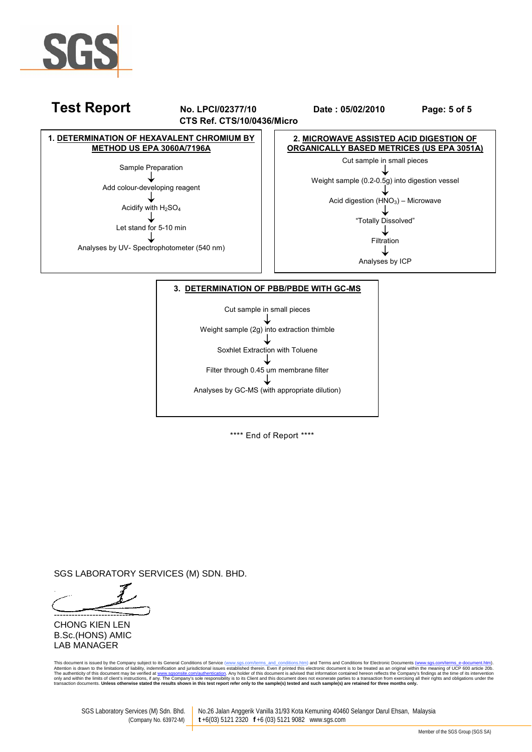# Test Report

**No. LPCI/02377/10**
**CTS Ref. CTS/10/0436/Micro**

**Date : 05/02/2010**

### 1. DETERMINATION OF HEXAVALENT CHROMIUM BY METHOD US EPA 3060A/7196A

Sample Preparation
↓
Add colour-developing reagent
↓
Acidify with $H_2SO_4$
↓
Let stand for 5-10 min
↓
Analyses by UV- Spectrophotometer (540 nm)

### 2. MICROWAVE ASSISTED ACID DIGESTION OF ORGANICALLY BASED METRICES (US EPA 3051A)

Cut sample in small pieces
↓
Weight sample (0.2-0.5g) into digestion vessel
↓
Acid digestion ($HNO_3$) – Microwave
↓
"Totally Dissolved"
↓
Filtration
↓
Analyses by ICP

### 3. DETERMINATION OF PBB/PBDE WITH GC-MS

Cut sample in small pieces
↓
Weight sample (2g) into extraction thimble
↓
Soxhlet Extraction with Toluene
↓
Filter through 0.45 um membrane filter
↓
Analyses by GC-MS (with appropriate dilution)

**** End of Report ****

SGS LABORATORY SERVICES (M) SDN. BHD.

CHONG KIEN LEN
B.Sc.(HONS) AMIC
LAB MANAGER

This document is issued by the Company subject to its General Conditions of Service (www.sgs.com/terms_and_conditions.htm) and Terms and Conditions for Electronic Documents (www.sgs.com/terms_e-document.htm). Attention is drawn to the limitations of liability, indemnification and jurisdictional issues established therein. Even if printed this electronic document is to be treated as an original within the meaning of UCP 600 article 20b. The authenticity of this document may be verified at www.sgsonsite.com/authentication. Any holder of this document is advised that information contained hereon reflects the Company's findings at the time of its intervention only and within the limits of client's instructions, if any. The Company's sole responsibility is to its Client and this document does not exonerate parties to a transaction from exercising all their rights and obligations under the transaction documents. **Unless otherwise stated the results shown in this test report refer only to the sample(s) tested and such sample(s) are retained for three months only.**

SGS Laboratory Services (M) Sdn. Bhd. (Company No. 63972-M) | No.26 Jalan Anggerik Vanilla 31/93 Kota Kemuning 40460 Selangor Darul Ehsan, Malaysia **t** +6(03) 5121 2320 **f** +6 (03) 5121 9082 www.sgs.com

Member of the SGS Group (SGS SA)